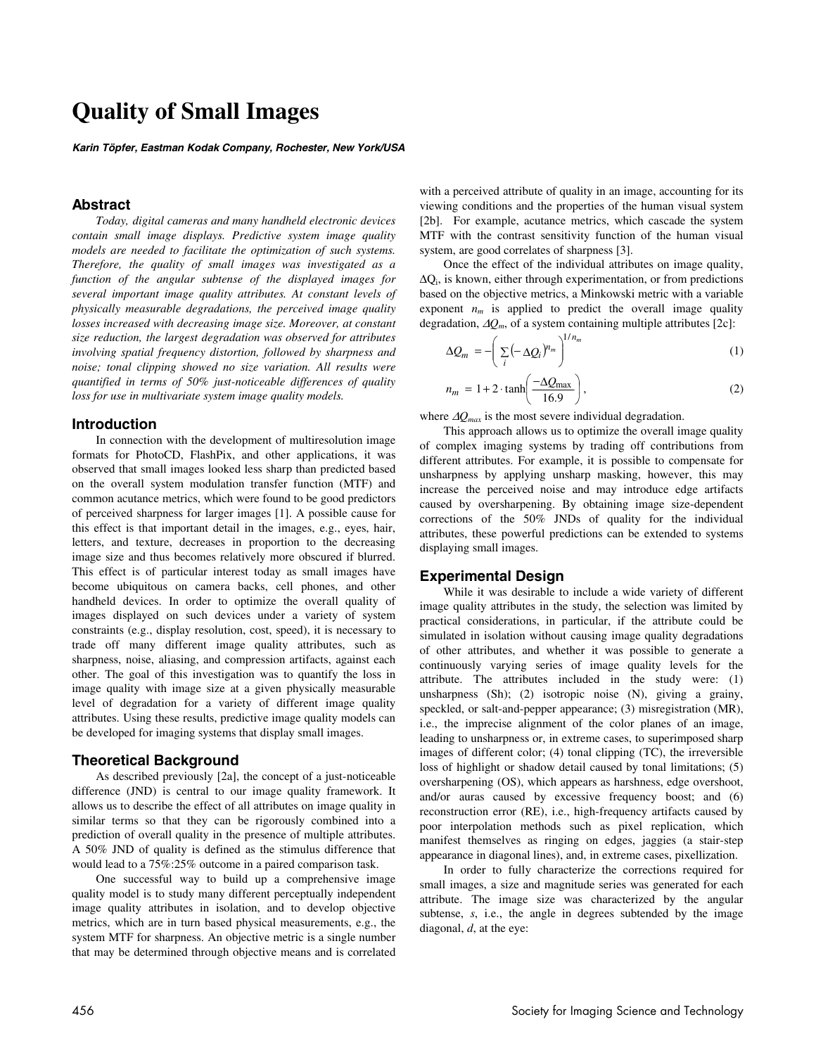# Quality of Small Images

***Karin Töpfer, Eastman Kodak Company, Rochester, New York/USA***

## Abstract

*Today, digital cameras and many handheld electronic devices contain small image displays. Predictive system image quality models are needed to facilitate the optimization of such systems. Therefore, the quality of small images was investigated as a function of the angular subtense of the displayed images for several important image quality attributes. At constant levels of physically measurable degradations, the perceived image quality losses increased with decreasing image size. Moreover, at constant size reduction, the largest degradation was observed for attributes involving spatial frequency distortion, followed by sharpness and noise; tonal clipping showed no size variation. All results were quantified in terms of 50% just-noticeable differences of quality loss for use in multivariate system image quality models.*

## Introduction

In connection with the development of multiresolution image formats for PhotoCD, FlashPix, and other applications, it was observed that small images looked less sharp than predicted based on the overall system modulation transfer function (MTF) and common acutance metrics, which were found to be good predictors of perceived sharpness for larger images [1]. A possible cause for this effect is that important detail in the images, e.g., eyes, hair, letters, and texture, decreases in proportion to the decreasing image size and thus becomes relatively more obscured if blurred. This effect is of particular interest today as small images have become ubiquitous on camera backs, cell phones, and other handheld devices. In order to optimize the overall quality of images displayed on such devices under a variety of system constraints (e.g., display resolution, cost, speed), it is necessary to trade off many different image quality attributes, such as sharpness, noise, aliasing, and compression artifacts, against each other. The goal of this investigation was to quantify the loss in image quality with image size at a given physically measurable level of degradation for a variety of different image quality attributes. Using these results, predictive image quality models can be developed for imaging systems that display small images.

## Theoretical Background

As described previously [2a], the concept of a just-noticeable difference (JND) is central to our image quality framework. It allows us to describe the effect of all attributes on image quality in similar terms so that they can be rigorously combined into a prediction of overall quality in the presence of multiple attributes. A 50% JND of quality is defined as the stimulus difference that would lead to a 75%:25% outcome in a paired comparison task.

One successful way to build up a comprehensive image quality model is to study many different perceptually independent image quality attributes in isolation, and to develop objective metrics, which are in turn based physical measurements, e.g., the system MTF for sharpness. An objective metric is a single number that may be determined through objective means and is correlated with a perceived attribute of quality in an image, accounting for its viewing conditions and the properties of the human visual system [2b]. For example, acutance metrics, which cascade the system MTF with the contrast sensitivity function of the human visual system, are good correlates of sharpness [3].

Once the effect of the individual attributes on image quality, $\Delta Q_i$, is known, either through experimentation, or from predictions based on the objective metrics, a Minkowski metric with a variable exponent $n_m$ is applied to predict the overall image quality degradation, $\Delta Q_m$, of a system containing multiple attributes [2c]:

$$\Delta Q_m = -\left( \sum_i \left( -\Delta Q_i \right)^{n_m} \right)^{1/n_m} \tag{1}$$

$$n_m = 1 + 2 \cdot \tanh\left( \frac{-\Delta Q_{\max}}{16.9} \right), \tag{2}$$

where $\Delta Q_{max}$ is the most severe individual degradation.

This approach allows us to optimize the overall image quality of complex imaging systems by trading off contributions from different attributes. For example, it is possible to compensate for unsharpness by applying unsharp masking, however, this may increase the perceived noise and may introduce edge artifacts caused by oversharpening. By obtaining image size-dependent corrections of the 50% JNDs of quality for the individual attributes, these powerful predictions can be extended to systems displaying small images.

## Experimental Design

While it was desirable to include a wide variety of different image quality attributes in the study, the selection was limited by practical considerations, in particular, if the attribute could be simulated in isolation without causing image quality degradations of other attributes, and whether it was possible to generate a continuously varying series of image quality levels for the attribute. The attributes included in the study were: (1) unsharpness (Sh); (2) isotropic noise (N), giving a grainy, speckled, or salt-and-pepper appearance; (3) misregistration (MR), i.e., the imprecise alignment of the color planes of an image, leading to unsharpness or, in extreme cases, to superimposed sharp images of different color; (4) tonal clipping (TC), the irreversible loss of highlight or shadow detail caused by tonal limitations; (5) oversharpening (OS), which appears as harshness, edge overshoot, and/or auras caused by excessive frequency boost; and (6) reconstruction error (RE), i.e., high-frequency artifacts caused by poor interpolation methods such as pixel replication, which manifest themselves as ringing on edges, jaggies (a stair-step appearance in diagonal lines), and, in extreme cases, pixellization.

In order to fully characterize the corrections required for small images, a size and magnitude series was generated for each attribute. The image size was characterized by the angular subtense, $s$, i.e., the angle in degrees subtended by the image diagonal, $d$, at the eye: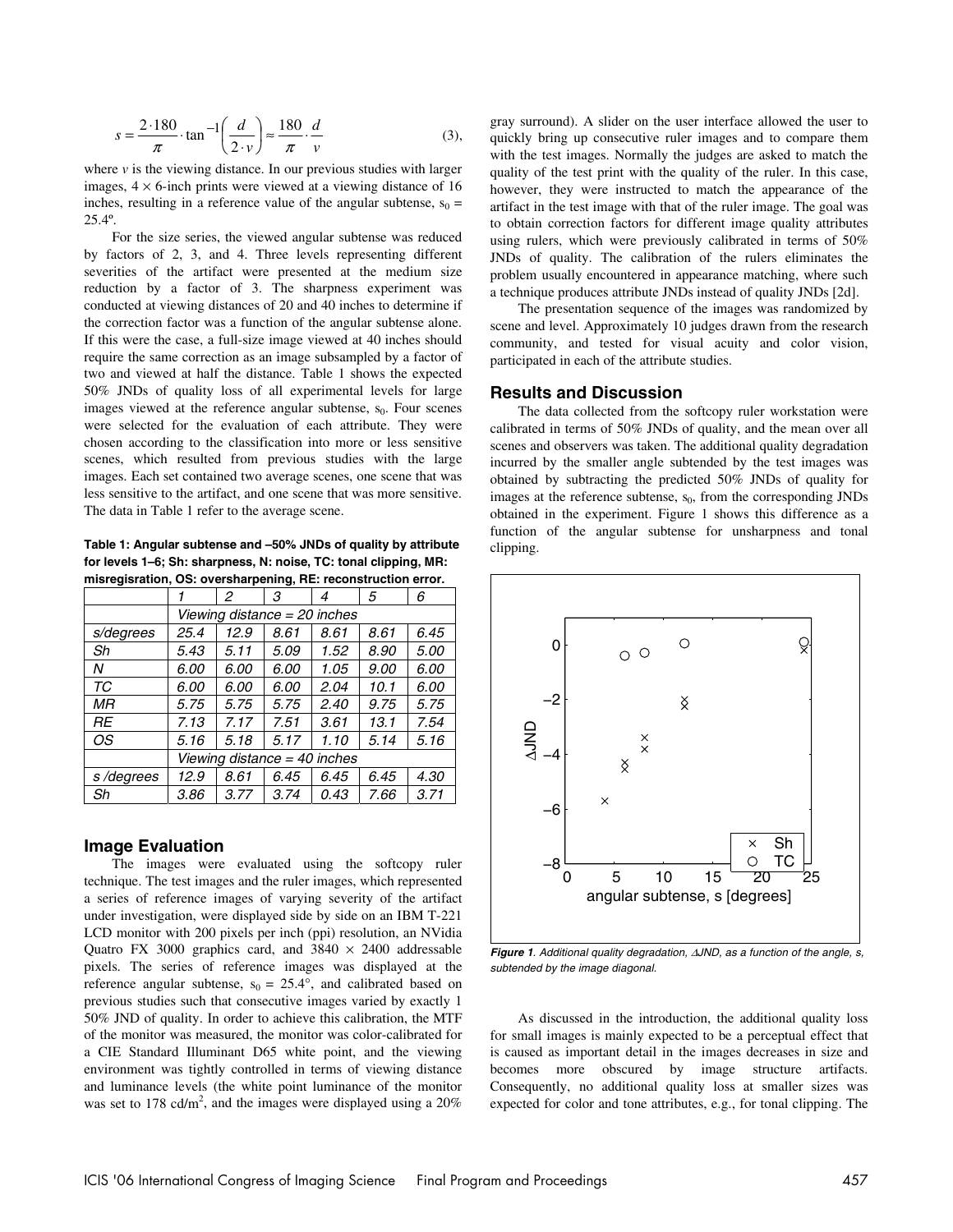$$s = \frac{2 \cdot 180}{\pi} \cdot \tan^{-1}\left(\frac{d}{2 \cdot v}\right) \approx \frac{180}{\pi} \cdot \frac{d}{v} \qquad (3),$$

where $v$ is the viewing distance. In our previous studies with larger images, 4 × 6-inch prints were viewed at a viewing distance of 16 inches, resulting in a reference value of the angular subtense, $s_0$ = 25.4º.

For the size series, the viewed angular subtense was reduced by factors of 2, 3, and 4. Three levels representing different severities of the artifact were presented at the medium size reduction by a factor of 3. The sharpness experiment was conducted at viewing distances of 20 and 40 inches to determine if the correction factor was a function of the angular subtense alone. If this were the case, a full-size image viewed at 40 inches should require the same correction as an image subsampled by a factor of two and viewed at half the distance. Table 1 shows the expected 50% JNDs of quality loss of all experimental levels for large images viewed at the reference angular subtense, $s_0$. Four scenes were selected for the evaluation of each attribute. They were chosen according to the classification into more or less sensitive scenes, which resulted from previous studies with the large images. Each set contained two average scenes, one scene that was less sensitive to the artifact, and one scene that was more sensitive. The data in Table 1 refer to the average scene.

**Table 1: Angular subtense and –50% JNDs of quality by attribute for levels 1–6; Sh: sharpness, N: noise, TC: tonal clipping, MR: misregisration, OS: oversharpening, RE: reconstruction error.**

| | *1* | *2* | *3* | *4* | *5* | *6* |
|---|---|---|---|---|---|---|
| | *Viewing distance = 20 inches* | | | | | |
| *s/degrees* | *25.4* | *12.9* | *8.61* | *8.61* | *8.61* | *6.45* |
| *Sh* | *5.43* | *5.11* | *5.09* | *1.52* | *8.90* | *5.00* |
| *N* | *6.00* | *6.00* | *6.00* | *1.05* | *9.00* | *6.00* |
| *TC* | *6.00* | *6.00* | *6.00* | *2.04* | *10.1* | *6.00* |
| *MR* | *5.75* | *5.75* | *5.75* | *2.40* | *9.75* | *5.75* |
| *RE* | *7.13* | *7.17* | *7.51* | *3.61* | *13.1* | *7.54* |
| *OS* | *5.16* | *5.18* | *5.17* | *1.10* | *5.14* | *5.16* |
| | *Viewing distance = 40 inches* | | | | | |
| *s /degrees* | *12.9* | *8.61* | *6.45* | *6.45* | *6.45* | *4.30* |
| *Sh* | *3.86* | *3.77* | *3.74* | *0.43* | *7.66* | *3.71* |

## Image Evaluation

The images were evaluated using the softcopy ruler technique. The test images and the ruler images, which represented a series of reference images of varying severity of the artifact under investigation, were displayed side by side on an IBM T-221 LCD monitor with 200 pixels per inch (ppi) resolution, an NVidia Quatro FX 3000 graphics card, and 3840 × 2400 addressable pixels. The series of reference images was displayed at the reference angular subtense, $s_0$ = 25.4°, and calibrated based on previous studies such that consecutive images varied by exactly 1 50% JND of quality. In order to achieve this calibration, the MTF of the monitor was measured, the monitor was color-calibrated for a CIE Standard Illuminant D65 white point, and the viewing environment was tightly controlled in terms of viewing distance and luminance levels (the white point luminance of the monitor was set to 178 cd/m$^2$, and the images were displayed using a 20% gray surround). A slider on the user interface allowed the user to quickly bring up consecutive ruler images and to compare them with the test images. Normally the judges are asked to match the quality of the test print with the quality of the ruler. In this case, however, they were instructed to match the appearance of the artifact in the test image with that of the ruler image. The goal was to obtain correction factors for different image quality attributes using rulers, which were previously calibrated in terms of 50% JNDs of quality. The calibration of the rulers eliminates the problem usually encountered in appearance matching, where such a technique produces attribute JNDs instead of quality JNDs [2d].

The presentation sequence of the images was randomized by scene and level. Approximately 10 judges drawn from the research community, and tested for visual acuity and color vision, participated in each of the attribute studies.

## Results and Discussion

The data collected from the softcopy ruler workstation were calibrated in terms of 50% JNDs of quality, and the mean over all scenes and observers was taken. The additional quality degradation incurred by the smaller angle subtended by the test images was obtained by subtracting the predicted 50% JNDs of quality for images at the reference subtense, $s_0$, from the corresponding JNDs obtained in the experiment. Figure 1 shows this difference as a function of the angular subtense for unsharpness and tonal clipping.

***Figure 1**. Additional quality degradation, ΔJND, as a function of the angle, s, subtended by the image diagonal.*

As discussed in the introduction, the additional quality loss for small images is mainly expected to be a perceptual effect that is caused as important detail in the images decreases in size and becomes more obscured by image structure artifacts. Consequently, no additional quality loss at smaller sizes was expected for color and tone attributes, e.g., for tonal clipping. The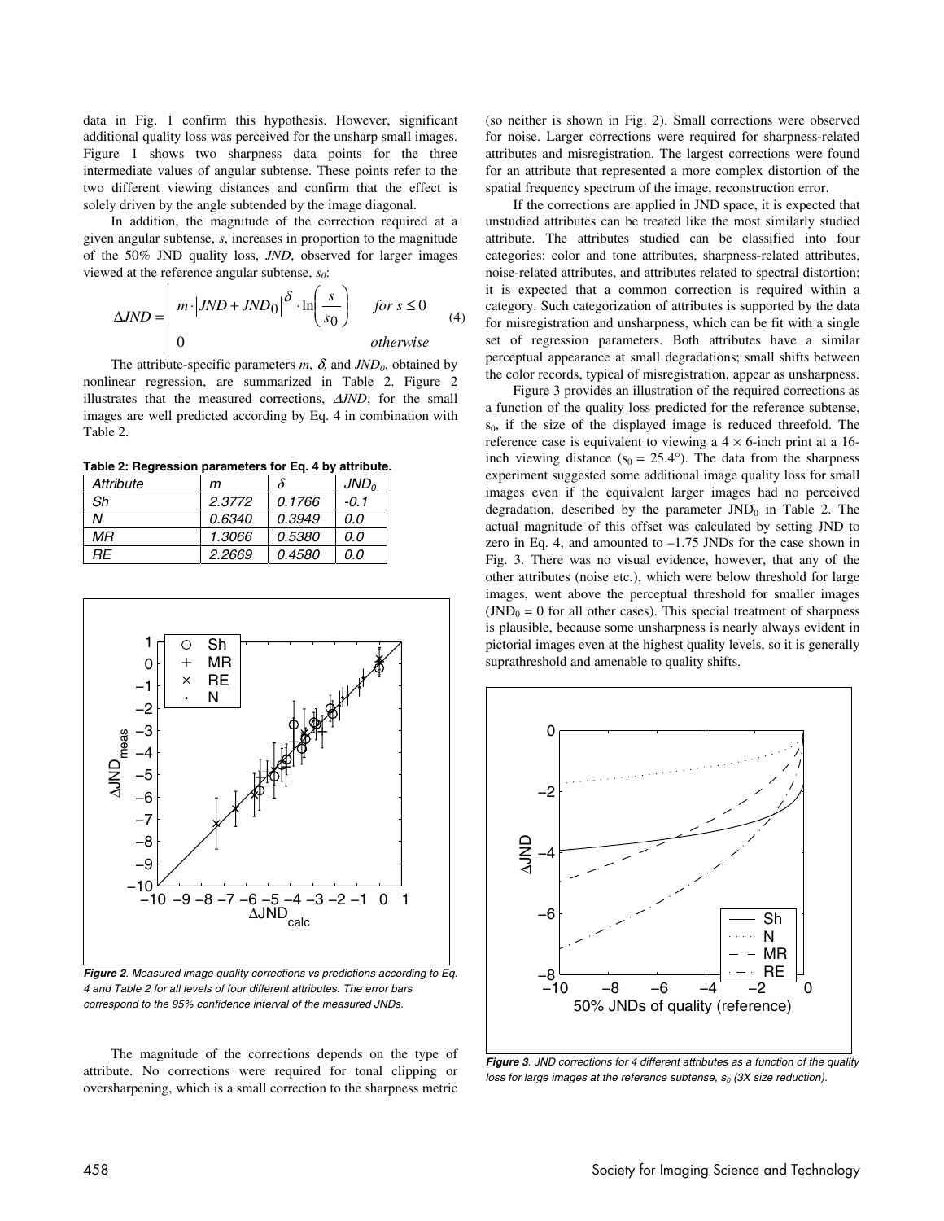data in Fig. 1 confirm this hypothesis. However, significant additional quality loss was perceived for the unsharp small images. Figure 1 shows two sharpness data points for the three intermediate values of angular subtense. These points refer to the two different viewing distances and confirm that the effect is solely driven by the angle subtended by the image diagonal.

In addition, the magnitude of the correction required at a given angular subtense, $s$, increases in proportion to the magnitude of the 50% JND quality loss, $JND$, observed for larger images viewed at the reference angular subtense, $s_0$:

$$\Delta JND = \begin{cases} m \cdot \left| JND + JND_0 \right|^{\delta} \cdot \ln\left(\dfrac{s}{s_0}\right) & \text{for } s \leq 0 \\ 0 & \text{otherwise} \end{cases} \tag{4}$$

The attribute-specific parameters $m$, $\delta$, and $JND_0$, obtained by nonlinear regression, are summarized in Table 2. Figure 2 illustrates that the measured corrections, $\Delta JND$, for the small images are well predicted according by Eq. 4 in combination with Table 2.

**Table 2: Regression parameters for Eq. 4 by attribute.**

| *Attribute* | *m* | $\delta$ | $JND_0$ |
|---|---|---|---|
| *Sh* | *2.3772* | *0.1766* | *-0.1* |
| *N* | *0.6340* | *0.3949* | *0.0* |
| *MR* | *1.3066* | *0.5380* | *0.0* |
| *RE* | *2.2669* | *0.4580* | *0.0* |

***Figure 2****. Measured image quality corrections vs predictions according to Eq. 4 and Table 2 for all levels of four different attributes. The error bars correspond to the 95% confidence interval of the measured JNDs.*

The magnitude of the corrections depends on the type of attribute. No corrections were required for tonal clipping or oversharpening, which is a small correction to the sharpness metric (so neither is shown in Fig. 2). Small corrections were observed for noise. Larger corrections were required for sharpness-related attributes and misregistration. The largest corrections were found for an attribute that represented a more complex distortion of the spatial frequency spectrum of the image, reconstruction error.

If the corrections are applied in JND space, it is expected that unstudied attributes can be treated like the most similarly studied attribute. The attributes studied can be classified into four categories: color and tone attributes, sharpness-related attributes, noise-related attributes, and attributes related to spectral distortion; it is expected that a common correction is required within a category. Such categorization of attributes is supported by the data for misregistration and unsharpness, which can be fit with a single set of regression parameters. Both attributes have a similar perceptual appearance at small degradations; small shifts between the color records, typical of misregistration, appear as unsharpness.

Figure 3 provides an illustration of the required corrections as a function of the quality loss predicted for the reference subtense, $s_0$, if the size of the displayed image is reduced threefold. The reference case is equivalent to viewing a 4 × 6-inch print at a 16-inch viewing distance ($s_0$ = 25.4°). The data from the sharpness experiment suggested some additional image quality loss for small images even if the equivalent larger images had no perceived degradation, described by the parameter $JND_0$ in Table 2. The actual magnitude of this offset was calculated by setting JND to zero in Eq. 4, and amounted to –1.75 JNDs for the case shown in Fig. 3. There was no visual evidence, however, that any of the other attributes (noise etc.), which were below threshold for large images, went above the perceptual threshold for smaller images ($JND_0$ = 0 for all other cases). This special treatment of sharpness is plausible, because some unsharpness is nearly always evident in pictorial images even at the highest quality levels, so it is generally suprathreshold and amenable to quality shifts.

***Figure 3****. JND corrections for 4 different attributes as a function of the quality loss for large images at the reference subtense, $s_0$ (3X size reduction).*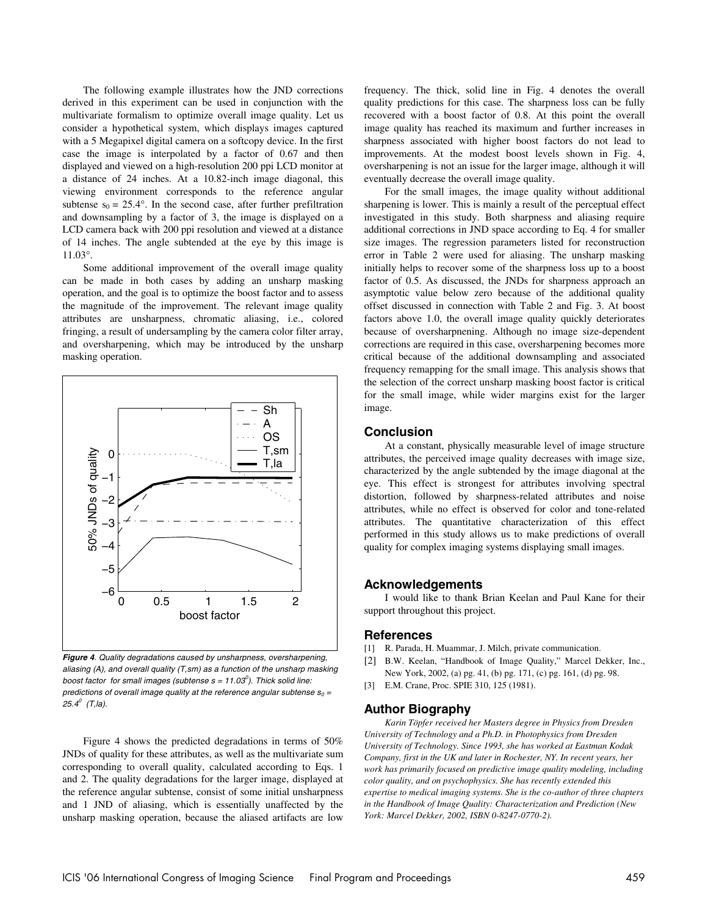The following example illustrates how the JND corrections derived in this experiment can be used in conjunction with the multivariate formalism to optimize overall image quality. Let us consider a hypothetical system, which displays images captured with a 5 Megapixel digital camera on a softcopy device. In the first case the image is interpolated by a factor of 0.67 and then displayed and viewed on a high-resolution 200 ppi LCD monitor at a distance of 24 inches. At a 10.82-inch image diagonal, this viewing environment corresponds to the reference angular subtense $s_0 = 25.4°$. In the second case, after further prefiltration and downsampling by a factor of 3, the image is displayed on a LCD camera back with 200 ppi resolution and viewed at a distance of 14 inches. The angle subtended at the eye by this image is 11.03°.

Some additional improvement of the overall image quality can be made in both cases by adding an unsharp masking operation, and the goal is to optimize the boost factor and to assess the magnitude of the improvement. The relevant image quality attributes are unsharpness, chromatic aliasing, i.e., colored fringing, a result of undersampling by the camera color filter array, and oversharpening, which may be introduced by the unsharp masking operation.

Sh
A
OS
T,sm
T,la
50% JNDs of quality
0
–1
–2
–3
–4
–5
–6
0 0.5 1 1.5 2
boost factor

***Figure 4**. Quality degradations caused by unsharpness, oversharpening, aliasing (A), and overall quality (T,sm) as a function of the unsharp masking boost factor for small images (subtense $s = 11.03^0$). Thick solid line: predictions of overall image quality at the reference angular subtense $s_0 = 25.4^0$ (T,la).*

Figure 4 shows the predicted degradations in terms of 50% JNDs of quality for these attributes, as well as the multivariate sum corresponding to overall quality, calculated according to Eqs. 1 and 2. The quality degradations for the larger image, displayed at the reference angular subtense, consist of some initial unsharpness and 1 JND of aliasing, which is essentially unaffected by the unsharp masking operation, because the aliased artifacts are low frequency. The thick, solid line in Fig. 4 denotes the overall quality predictions for this case. The sharpness loss can be fully recovered with a boost factor of 0.8. At this point the overall image quality has reached its maximum and further increases in sharpness associated with higher boost factors do not lead to improvements. At the modest boost levels shown in Fig. 4, oversharpening is not an issue for the larger image, although it will eventually decrease the overall image quality.

For the small images, the image quality without additional sharpening is lower. This is mainly a result of the perceptual effect investigated in this study. Both sharpness and aliasing require additional corrections in JND space according to Eq. 4 for smaller size images. The regression parameters listed for reconstruction error in Table 2 were used for aliasing. The unsharp masking initially helps to recover some of the sharpness loss up to a boost factor of 0.5. As discussed, the JNDs for sharpness approach an asymptotic value below zero because of the additional quality offset discussed in connection with Table 2 and Fig. 3. At boost factors above 1.0, the overall image quality quickly deteriorates because of oversharpnening. Although no image size-dependent corrections are required in this case, oversharpening becomes more critical because of the additional downsampling and associated frequency remapping for the small image. This analysis shows that the selection of the correct unsharp masking boost factor is critical for the small image, while wider margins exist for the larger image.

## Conclusion

At a constant, physically measurable level of image structure attributes, the perceived image quality decreases with image size, characterized by the angle subtended by the image diagonal at the eye. This effect is strongest for attributes involving spectral distortion, followed by sharpness-related attributes and noise attributes, while no effect is observed for color and tone-related attributes. The quantitative characterization of this effect performed in this study allows us to make predictions of overall quality for complex imaging systems displaying small images.

## Acknowledgements

I would like to thank Brian Keelan and Paul Kane for their support throughout this project.

## References

[1] R. Parada, H. Muammar, J. Milch, private communication.

[2] B.W. Keelan, "Handbook of Image Quality," Marcel Dekker, Inc., New York, 2002, (a) pg. 41, (b) pg. 171, (c) pg. 161, (d) pg. 98.

[3] E.M. Crane, Proc. SPIE 310, 125 (1981).

## Author Biography

*Karin Töpfer received her Masters degree in Physics from Dresden University of Technology and a Ph.D. in Photophysics from Dresden University of Technology. Since 1993, she has worked at Eastman Kodak Company, first in the UK and later in Rochester, NY. In recent years, her work has primarily focused on predictive image quality modeling, including color quality, and on psychophysics. She has recently extended this expertise to medical imaging systems. She is the co-author of three chapters in the Handbook of Image Quality: Characterization and Prediction (New York: Marcel Dekker, 2002, ISBN 0-8247-0770-2).*